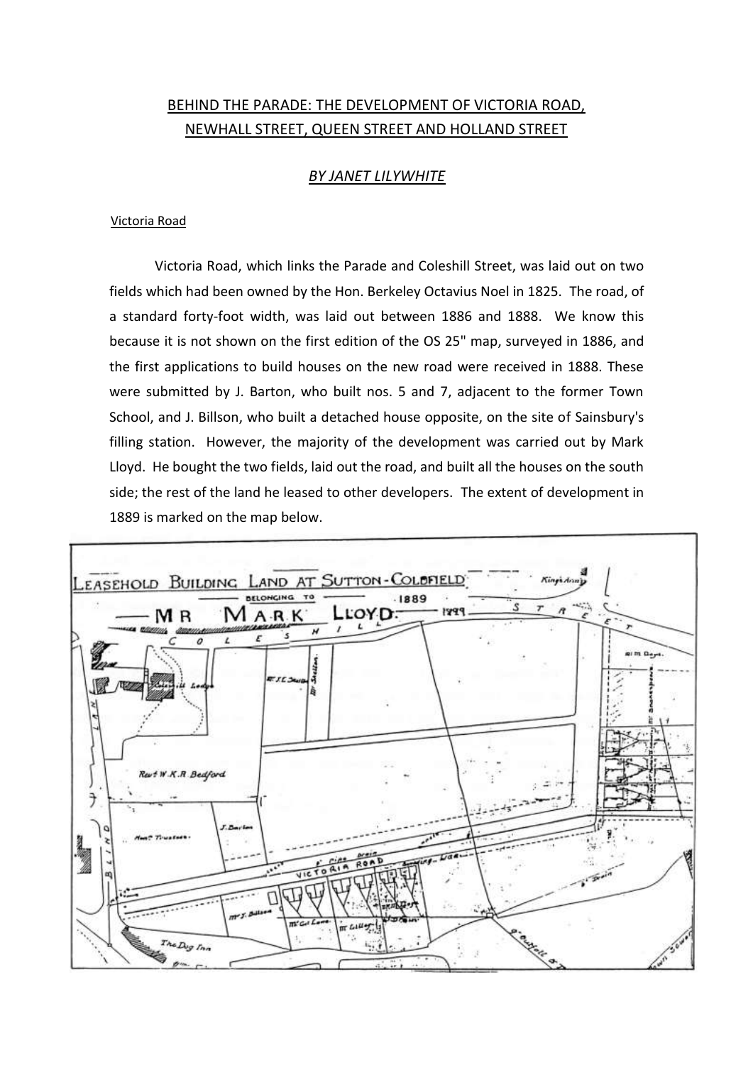# BEHIND THE PARADE: THE DEVELOPMENT OF VICTORIA ROAD, NEWHALL STREET, QUEEN STREET AND HOLLAND STREET

*BY JANET LILYWHITE*

## Victoria Road

Victoria Road, which links the Parade and Coleshill Street, was laid out on two fields which had been owned by the Hon. Berkeley Octavius Noel in 1825. The road, of a standard forty-foot width, was laid out between 1886 and 1888. We know this because it is not shown on the first edition of the OS 25" map, surveyed in 1886, and the first applications to build houses on the new road were received in 1888. These were submitted by J. Barton, who built nos. 5 and 7, adjacent to the former Town School, and J. Billson, who built a detached house opposite, on the site of Sainsbury's filling station. However, the majority of the development was carried out by Mark Lloyd. He bought the two fields, laid out the road, and built all the houses on the south side; the rest of the land he leased to other developers. The extent of development in 1889 is marked on the map below.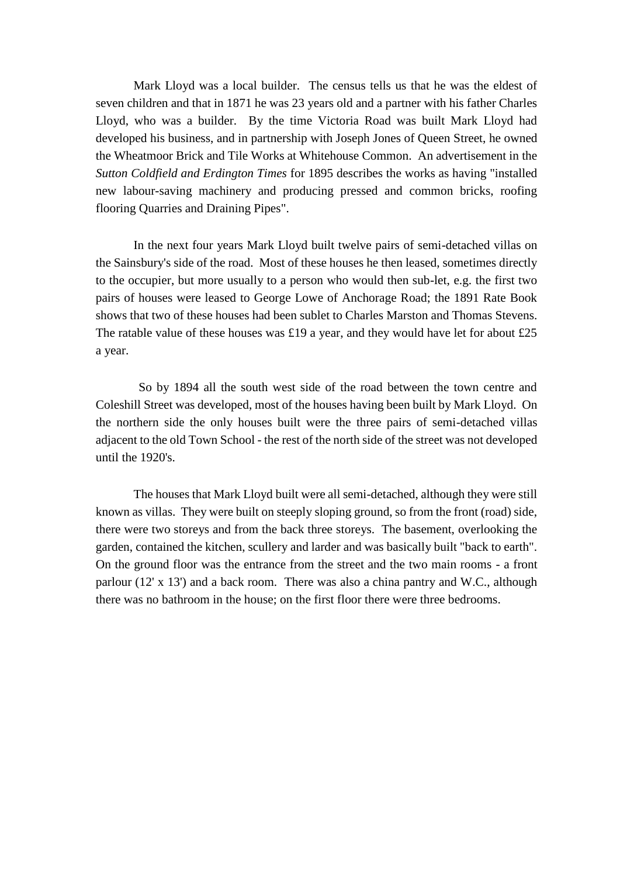Mark Lloyd was a local builder. The census tells us that he was the eldest of seven children and that in 1871 he was 23 years old and a partner with his father Charles Lloyd, who was a builder. By the time Victoria Road was built Mark Lloyd had developed his business, and in partnership with Joseph Jones of Queen Street, he owned the Wheatmoor Brick and Tile Works at Whitehouse Common. An advertisement in the *Sutton Coldfield and Erdington Times* for 1895 describes the works as having "installed new labour-saving machinery and producing pressed and common bricks, roofing flooring Quarries and Draining Pipes".

In the next four years Mark Lloyd built twelve pairs of semi-detached villas on the Sainsbury's side of the road. Most of these houses he then leased, sometimes directly to the occupier, but more usually to a person who would then sub-let, e.g. the first two pairs of houses were leased to George Lowe of Anchorage Road; the 1891 Rate Book shows that two of these houses had been sublet to Charles Marston and Thomas Stevens. The ratable value of these houses was £19 a year, and they would have let for about £25 a year.

So by 1894 all the south west side of the road between the town centre and Coleshill Street was developed, most of the houses having been built by Mark Lloyd. On the northern side the only houses built were the three pairs of semi-detached villas adjacent to the old Town School - the rest of the north side of the street was not developed until the 1920's.

The houses that Mark Lloyd built were all semi-detached, although they were still known as villas. They were built on steeply sloping ground, so from the front (road) side, there were two storeys and from the back three storeys. The basement, overlooking the garden, contained the kitchen, scullery and larder and was basically built "back to earth". On the ground floor was the entrance from the street and the two main rooms - a front parlour (12' x 13') and a back room. There was also a china pantry and W.C., although there was no bathroom in the house; on the first floor there were three bedrooms.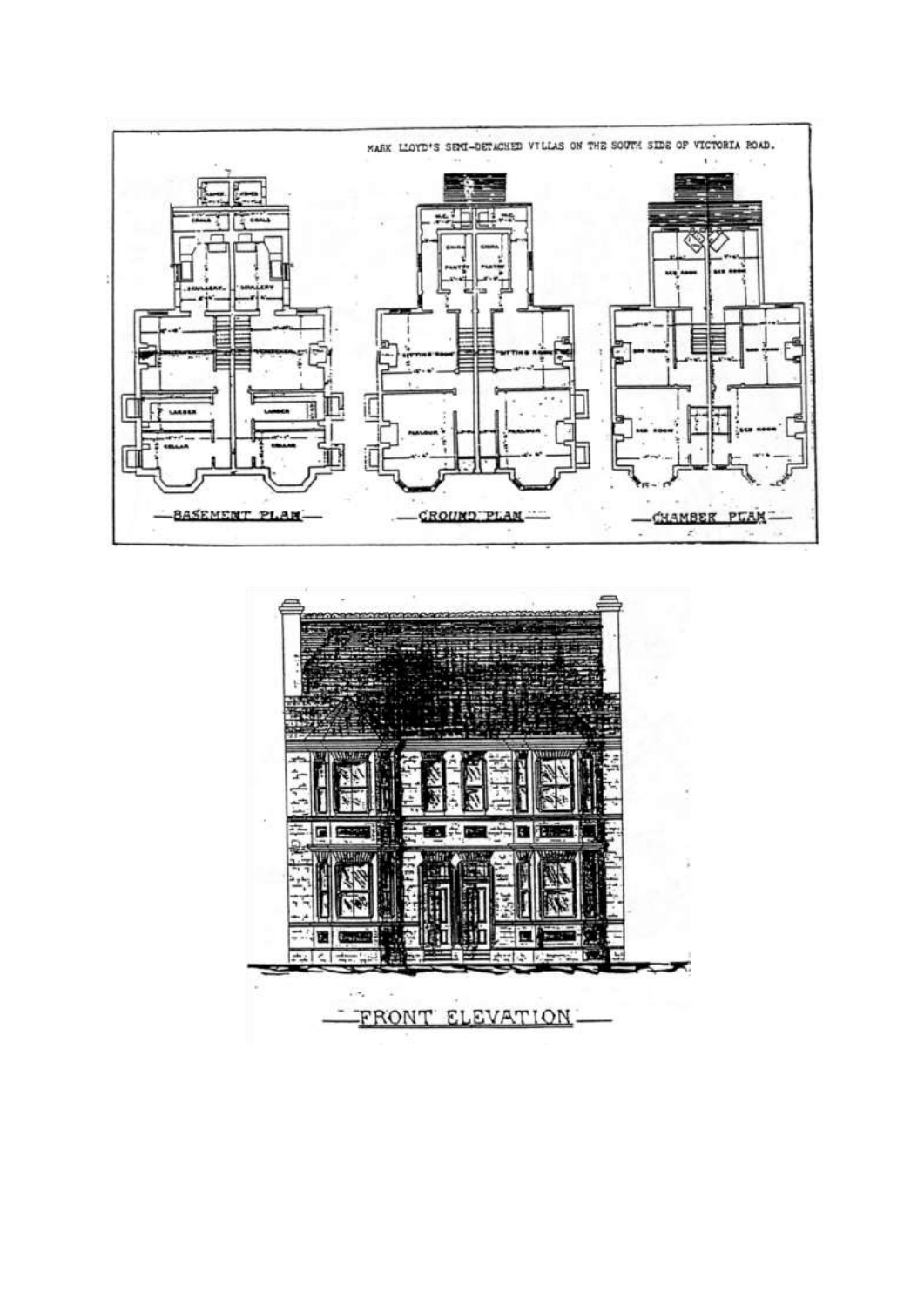MARK LLOYD'S SEMI-DETACHED VILLAS ON THE SOUTH SIDE OF VICTORIA ROAD.

BASEMENT PLAN

GROUND PLAN

CHAMBER PLAN

FRONT ELEVATION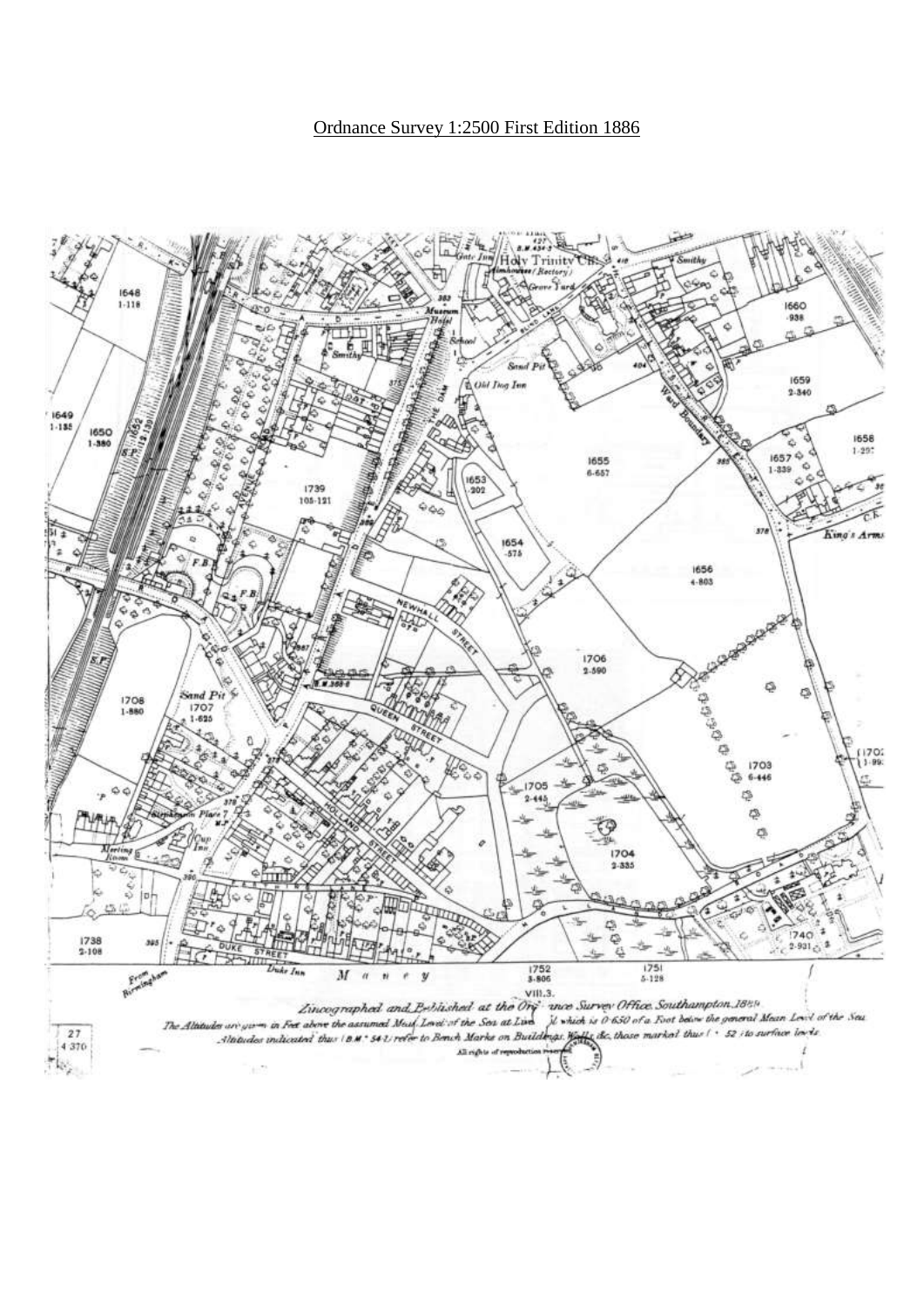Ordnance Survey 1:2500 First Edition 1886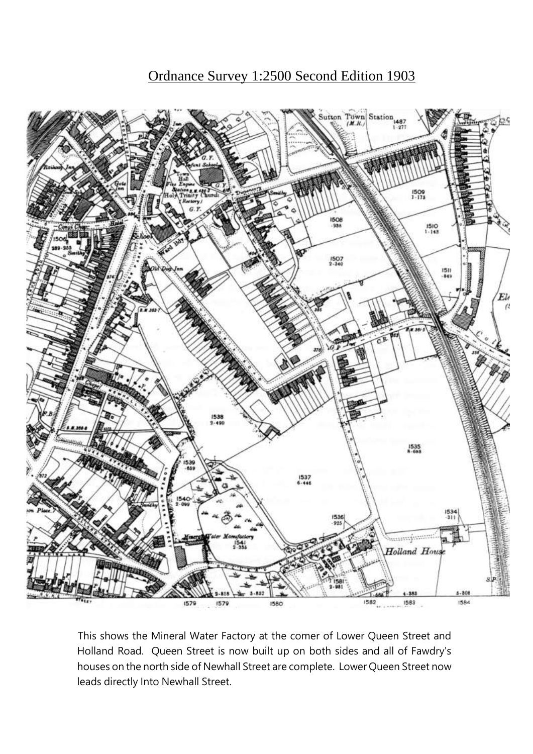Ordnance Survey 1:2500 Second Edition 1903

This shows the Mineral Water Factory at the comer of Lower Queen Street and Holland Road. Queen Street is now built up on both sides and all of Fawdry's houses on the north side of Newhall Street are complete. Lower Queen Street now leads directly Into Newhall Street.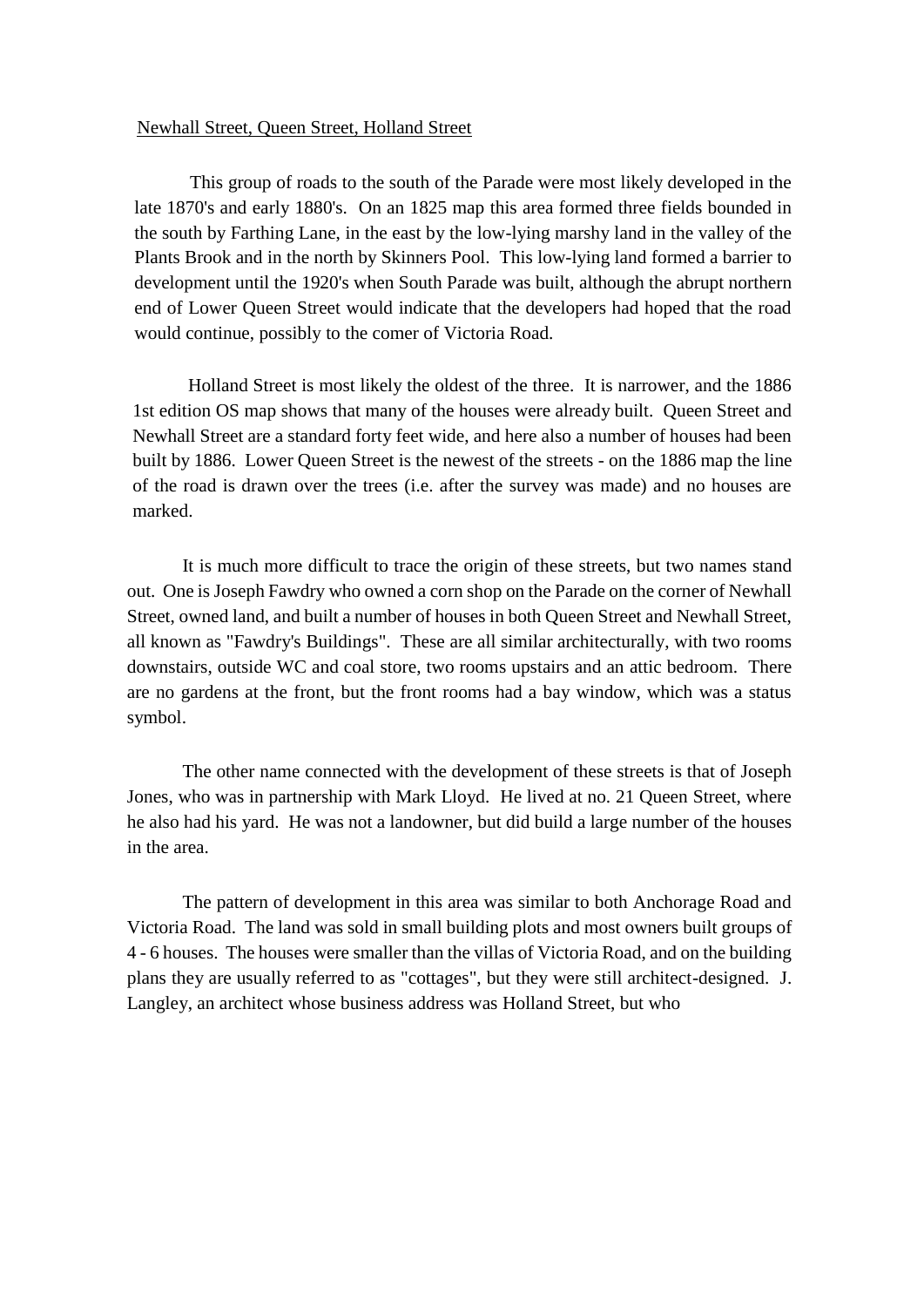Newhall Street, Queen Street, Holland Street

This group of roads to the south of the Parade were most likely developed in the late 1870's and early 1880's. On an 1825 map this area formed three fields bounded in the south by Farthing Lane, in the east by the low-lying marshy land in the valley of the Plants Brook and in the north by Skinners Pool. This low-lying land formed a barrier to development until the 1920's when South Parade was built, although the abrupt northern end of Lower Queen Street would indicate that the developers had hoped that the road would continue, possibly to the comer of Victoria Road.

Holland Street is most likely the oldest of the three. It is narrower, and the 1886 1st edition OS map shows that many of the houses were already built. Queen Street and Newhall Street are a standard forty feet wide, and here also a number of houses had been built by 1886. Lower Queen Street is the newest of the streets - on the 1886 map the line of the road is drawn over the trees (i.e. after the survey was made) and no houses are marked.

It is much more difficult to trace the origin of these streets, but two names stand out. One is Joseph Fawdry who owned a corn shop on the Parade on the corner of Newhall Street, owned land, and built a number of houses in both Queen Street and Newhall Street, all known as "Fawdry's Buildings". These are all similar architecturally, with two rooms downstairs, outside WC and coal store, two rooms upstairs and an attic bedroom. There are no gardens at the front, but the front rooms had a bay window, which was a status symbol.

The other name connected with the development of these streets is that of Joseph Jones, who was in partnership with Mark Lloyd. He lived at no. 21 Queen Street, where he also had his yard. He was not a landowner, but did build a large number of the houses in the area.

The pattern of development in this area was similar to both Anchorage Road and Victoria Road. The land was sold in small building plots and most owners built groups of 4 - 6 houses. The houses were smaller than the villas of Victoria Road, and on the building plans they are usually referred to as "cottages", but they were still architect-designed. J. Langley, an architect whose business address was Holland Street, but who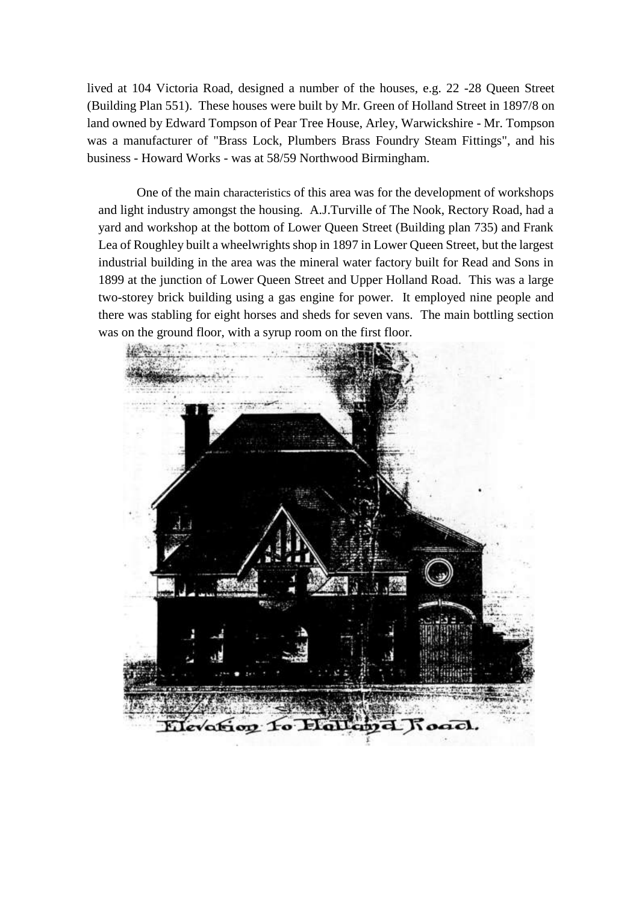lived at 104 Victoria Road, designed a number of the houses, e.g. 22 -28 Queen Street (Building Plan 551). These houses were built by Mr. Green of Holland Street in 1897/8 on land owned by Edward Tompson of Pear Tree House, Arley, Warwickshire - Mr. Tompson was a manufacturer of "Brass Lock, Plumbers Brass Foundry Steam Fittings", and his business - Howard Works - was at 58/59 Northwood Birmingham.

One of the main characteristics of this area was for the development of workshops and light industry amongst the housing. A.J.Turville of The Nook, Rectory Road, had a yard and workshop at the bottom of Lower Queen Street (Building plan 735) and Frank Lea of Roughley built a wheelwrights shop in 1897 in Lower Queen Street, but the largest industrial building in the area was the mineral water factory built for Read and Sons in 1899 at the junction of Lower Queen Street and Upper Holland Road. This was a large two-storey brick building using a gas engine for power. It employed nine people and there was stabling for eight horses and sheds for seven vans. The main bottling section was on the ground floor, with a syrup room on the first floor.

Elevation to Holland Road.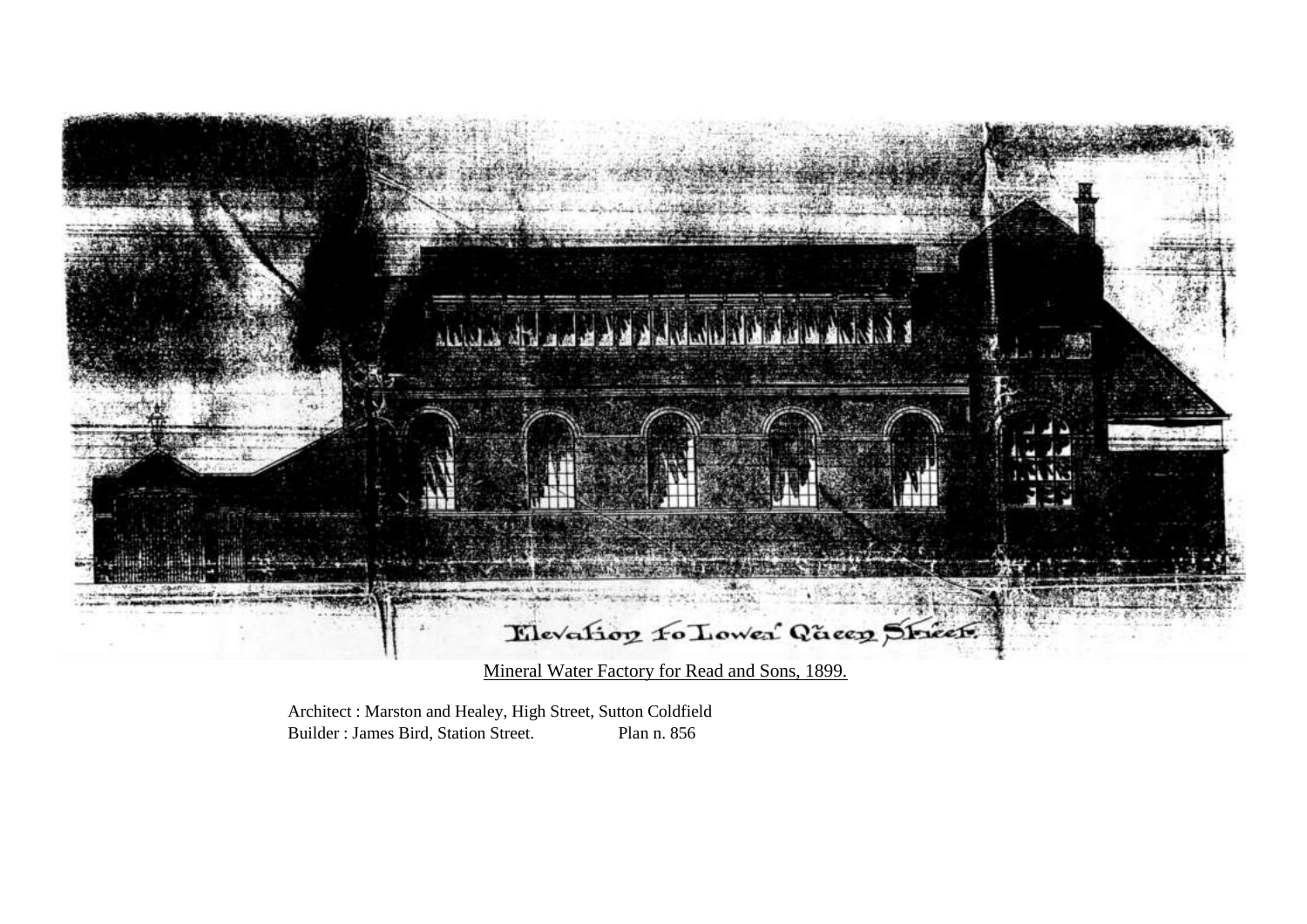Elevation to Lower Queen Street.

Mineral Water Factory for Read and Sons, 1899.

Architect : Marston and Healey, High Street, Sutton Coldfield
Builder : James Bird, Station Street. Plan n. 856